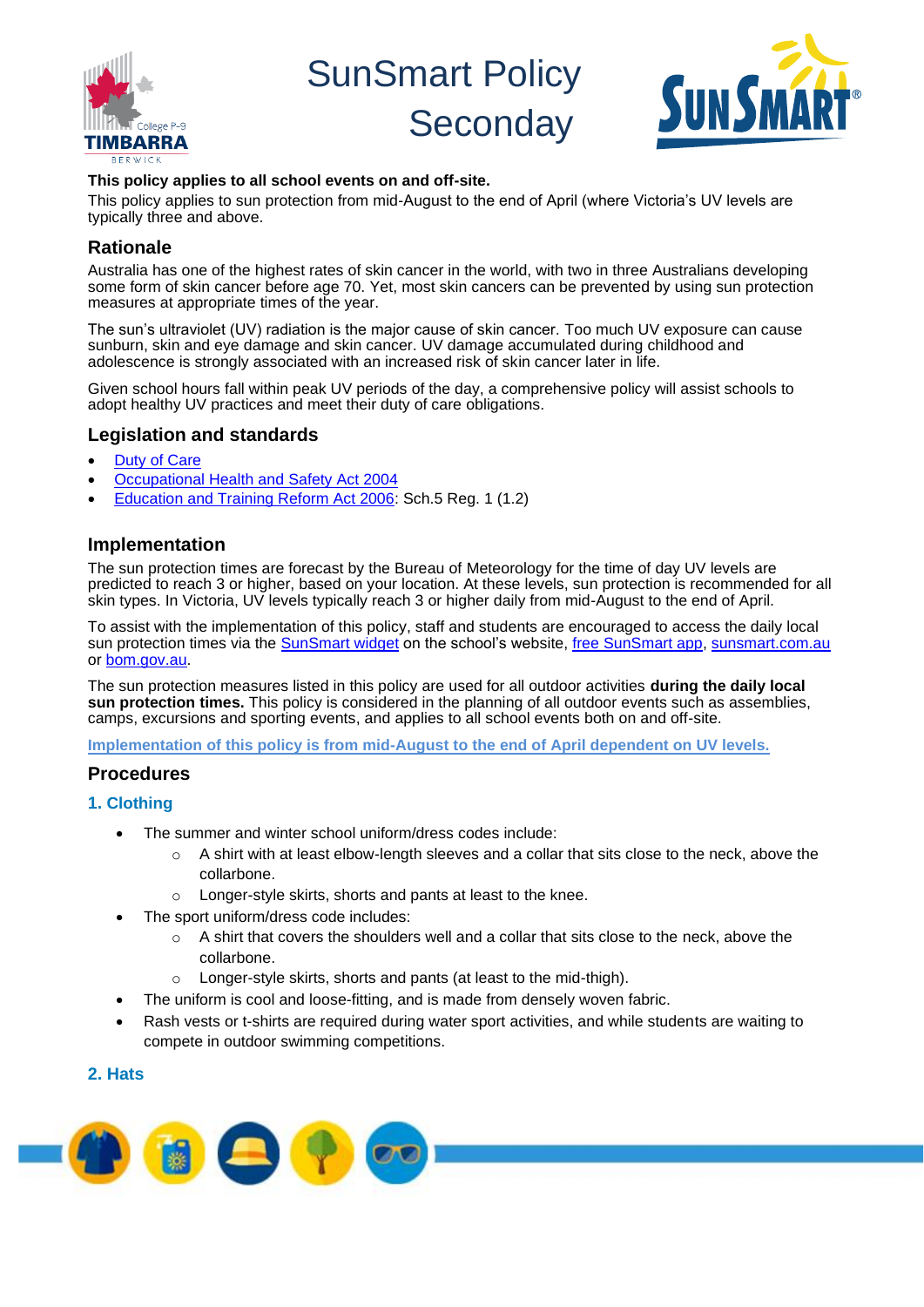# SunSmart Policy Seconday

**This policy applies to all school events on and off-site.**

This policy applies to sun protection from mid-August to the end of April (where Victoria's UV levels are typically three and above.

## Rationale

Australia has one of the highest rates of skin cancer in the world, with two in three Australians developing some form of skin cancer before age 70. Yet, most skin cancers can be prevented by using sun protection measures at appropriate times of the year.

The sun's ultraviolet (UV) radiation is the major cause of skin cancer. Too much UV exposure can cause sunburn, skin and eye damage and skin cancer. UV damage accumulated during childhood and adolescence is strongly associated with an increased risk of skin cancer later in life.

Given school hours fall within peak UV periods of the day, a comprehensive policy will assist schools to adopt healthy UV practices and meet their duty of care obligations.

## Legislation and standards

- Duty of Care
- Occupational Health and Safety Act 2004
- Education and Training Reform Act 2006: Sch.5 Reg. 1 (1.2)

## Implementation

The sun protection times are forecast by the Bureau of Meteorology for the time of day UV levels are predicted to reach 3 or higher, based on your location. At these levels, sun protection is recommended for all skin types. In Victoria, UV levels typically reach 3 or higher daily from mid-August to the end of April.

To assist with the implementation of this policy, staff and students are encouraged to access the daily local sun protection times via the SunSmart widget on the school's website, free SunSmart app, sunsmart.com.au or bom.gov.au.

The sun protection measures listed in this policy are used for all outdoor activities **during the daily local sun protection times.** This policy is considered in the planning of all outdoor events such as assemblies, camps, excursions and sporting events, and applies to all school events both on and off-site.

**Implementation of this policy is from mid-August to the end of April dependent on UV levels.**

## Procedures

### 1. Clothing

- The summer and winter school uniform/dress codes include:
  - A shirt with at least elbow-length sleeves and a collar that sits close to the neck, above the collarbone.
  - Longer-style skirts, shorts and pants at least to the knee.
- The sport uniform/dress code includes:
  - A shirt that covers the shoulders well and a collar that sits close to the neck, above the collarbone.
  - Longer-style skirts, shorts and pants (at least to the mid-thigh).
- The uniform is cool and loose-fitting, and is made from densely woven fabric.
- Rash vests or t-shirts are required during water sport activities, and while students are waiting to compete in outdoor swimming competitions.

### 2. Hats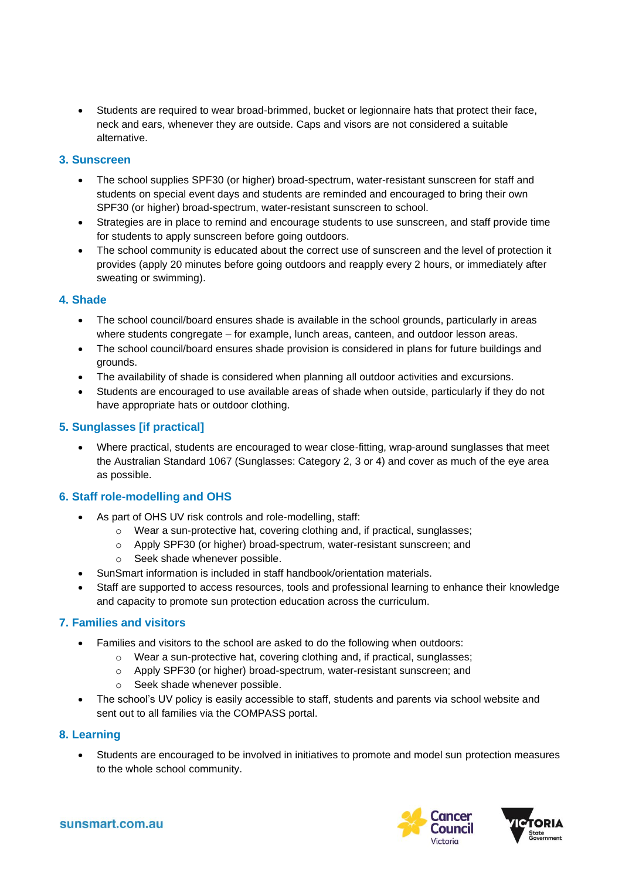- Students are required to wear broad-brimmed, bucket or legionnaire hats that protect their face, neck and ears, whenever they are outside. Caps and visors are not considered a suitable alternative.

### 3. Sunscreen

- The school supplies SPF30 (or higher) broad-spectrum, water-resistant sunscreen for staff and students on special event days and students are reminded and encouraged to bring their own SPF30 (or higher) broad-spectrum, water-resistant sunscreen to school.
- Strategies are in place to remind and encourage students to use sunscreen, and staff provide time for students to apply sunscreen before going outdoors.
- The school community is educated about the correct use of sunscreen and the level of protection it provides (apply 20 minutes before going outdoors and reapply every 2 hours, or immediately after sweating or swimming).

### 4. Shade

- The school council/board ensures shade is available in the school grounds, particularly in areas where students congregate – for example, lunch areas, canteen, and outdoor lesson areas.
- The school council/board ensures shade provision is considered in plans for future buildings and grounds.
- The availability of shade is considered when planning all outdoor activities and excursions.
- Students are encouraged to use available areas of shade when outside, particularly if they do not have appropriate hats or outdoor clothing.

### 5. Sunglasses [if practical]

- Where practical, students are encouraged to wear close-fitting, wrap-around sunglasses that meet the Australian Standard 1067 (Sunglasses: Category 2, 3 or 4) and cover as much of the eye area as possible.

### 6. Staff role-modelling and OHS

- As part of OHS UV risk controls and role-modelling, staff:
  - Wear a sun-protective hat, covering clothing and, if practical, sunglasses;
  - Apply SPF30 (or higher) broad-spectrum, water-resistant sunscreen; and
  - Seek shade whenever possible.
- SunSmart information is included in staff handbook/orientation materials.
- Staff are supported to access resources, tools and professional learning to enhance their knowledge and capacity to promote sun protection education across the curriculum.

### 7. Families and visitors

- Families and visitors to the school are asked to do the following when outdoors:
  - Wear a sun-protective hat, covering clothing and, if practical, sunglasses;
  - Apply SPF30 (or higher) broad-spectrum, water-resistant sunscreen; and
  - Seek shade whenever possible.
- The school's UV policy is easily accessible to staff, students and parents via school website and sent out to all families via the COMPASS portal.

### 8. Learning

- Students are encouraged to be involved in initiatives to promote and model sun protection measures to the whole school community.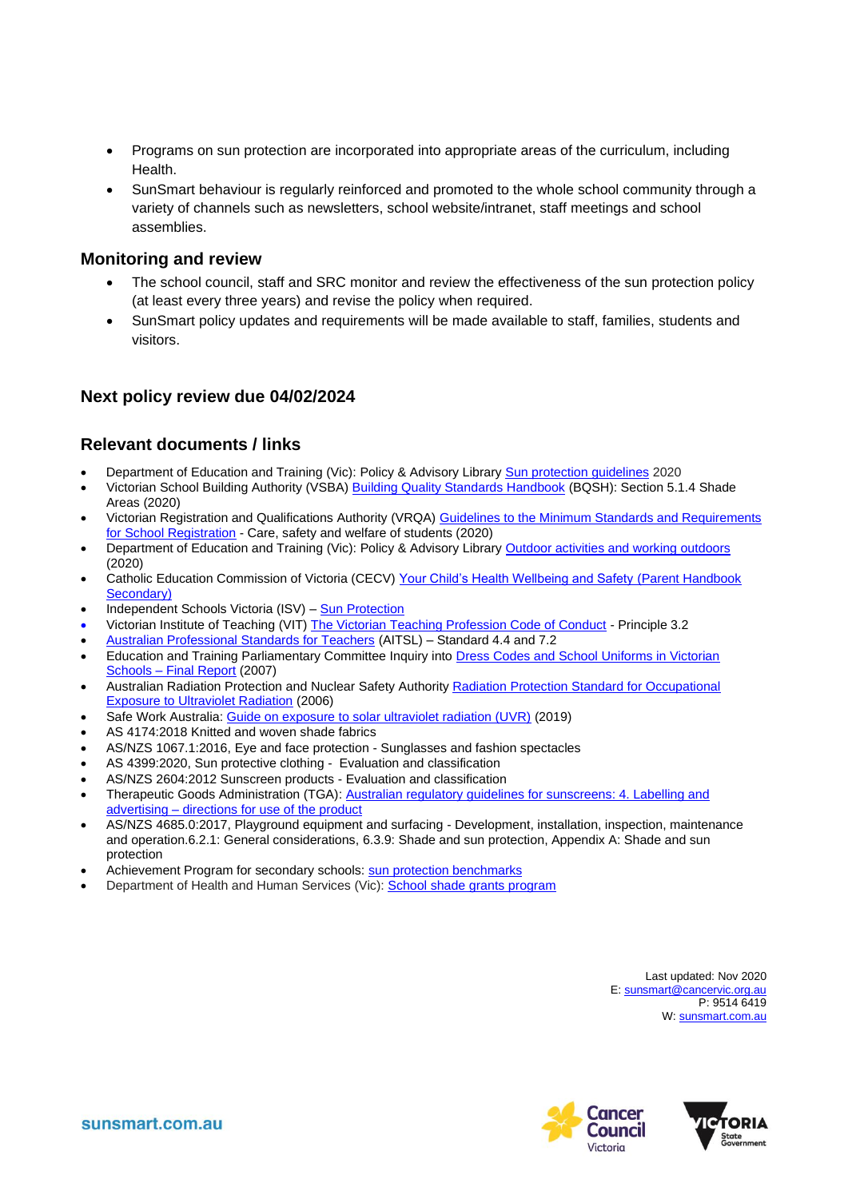- Programs on sun protection are incorporated into appropriate areas of the curriculum, including Health.
- SunSmart behaviour is regularly reinforced and promoted to the whole school community through a variety of channels such as newsletters, school website/intranet, staff meetings and school assemblies.

## Monitoring and review

- The school council, staff and SRC monitor and review the effectiveness of the sun protection policy (at least every three years) and revise the policy when required.
- SunSmart policy updates and requirements will be made available to staff, families, students and visitors.

## Next policy review due 04/02/2024

## Relevant documents / links

- Department of Education and Training (Vic): Policy & Advisory Library Sun protection guidelines 2020
- Victorian School Building Authority (VSBA) Building Quality Standards Handbook (BQSH): Section 5.1.4 Shade Areas (2020)
- Victorian Registration and Qualifications Authority (VRQA) Guidelines to the Minimum Standards and Requirements for School Registration - Care, safety and welfare of students (2020)
- Department of Education and Training (Vic): Policy & Advisory Library Outdoor activities and working outdoors (2020)
- Catholic Education Commission of Victoria (CECV) Your Child's Health Wellbeing and Safety (Parent Handbook Secondary)
- Independent Schools Victoria (ISV) – Sun Protection
- Victorian Institute of Teaching (VIT) The Victorian Teaching Profession Code of Conduct - Principle 3.2
- Australian Professional Standards for Teachers (AITSL) – Standard 4.4 and 7.2
- Education and Training Parliamentary Committee Inquiry into Dress Codes and School Uniforms in Victorian Schools – Final Report (2007)
- Australian Radiation Protection and Nuclear Safety Authority Radiation Protection Standard for Occupational Exposure to Ultraviolet Radiation (2006)
- Safe Work Australia: Guide on exposure to solar ultraviolet radiation (UVR) (2019)
- AS 4174:2018 Knitted and woven shade fabrics
- AS/NZS 1067.1:2016, Eye and face protection - Sunglasses and fashion spectacles
- AS 4399:2020, Sun protective clothing - Evaluation and classification
- AS/NZS 2604:2012 Sunscreen products - Evaluation and classification
- Therapeutic Goods Administration (TGA): Australian regulatory guidelines for sunscreens: 4. Labelling and advertising – directions for use of the product
- AS/NZS 4685.0:2017, Playground equipment and surfacing - Development, installation, inspection, maintenance and operation.6.2.1: General considerations, 6.3.9: Shade and sun protection, Appendix A: Shade and sun protection
- Achievement Program for secondary schools: sun protection benchmarks
- Department of Health and Human Services (Vic): School shade grants program

Last updated: Nov 2020
E: sunsmart@cancervic.org.au
P: 9514 6419
W: sunsmart.com.au